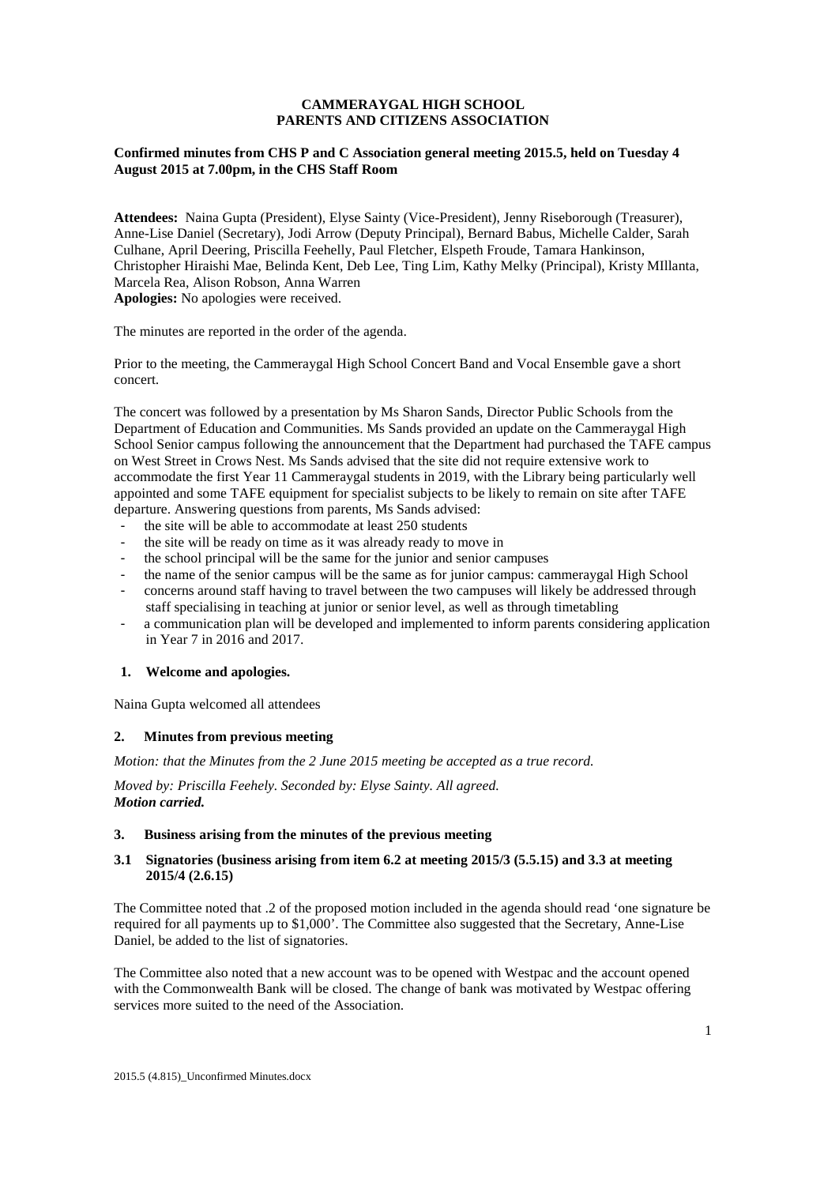**CAMMERAYGAL HIGH SCHOOL**
**PARENTS AND CITIZENS ASSOCIATION**

**Confirmed minutes from CHS P and C Association general meeting 2015.5, held on Tuesday 4 August 2015 at 7.00pm, in the CHS Staff Room**

**Attendees:** Naina Gupta (President), Elyse Sainty (Vice-President), Jenny Riseborough (Treasurer), Anne-Lise Daniel (Secretary), Jodi Arrow (Deputy Principal), Bernard Babus, Michelle Calder, Sarah Culhane, April Deering, Priscilla Feehelly, Paul Fletcher, Elspeth Froude, Tamara Hankinson, Christopher Hiraishi Mae, Belinda Kent, Deb Lee, Ting Lim, Kathy Melky (Principal), Kristy MIllanta, Marcela Rea, Alison Robson, Anna Warren
**Apologies:** No apologies were received.

The minutes are reported in the order of the agenda.

Prior to the meeting, the Cammeraygal High School Concert Band and Vocal Ensemble gave a short concert.

The concert was followed by a presentation by Ms Sharon Sands, Director Public Schools from the Department of Education and Communities. Ms Sands provided an update on the Cammeraygal High School Senior campus following the announcement that the Department had purchased the TAFE campus on West Street in Crows Nest. Ms Sands advised that the site did not require extensive work to accommodate the first Year 11 Cammeraygal students in 2019, with the Library being particularly well appointed and some TAFE equipment for specialist subjects to be likely to remain on site after TAFE departure. Answering questions from parents, Ms Sands advised:

- the site will be able to accommodate at least 250 students
- the site will be ready on time as it was already ready to move in
- the school principal will be the same for the junior and senior campuses
- the name of the senior campus will be the same as for junior campus: cammeraygal High School
- concerns around staff having to travel between the two campuses will likely be addressed through staff specialising in teaching at junior or senior level, as well as through timetabling
- a communication plan will be developed and implemented to inform parents considering application in Year 7 in 2016 and 2017.

## 1. Welcome and apologies.

Naina Gupta welcomed all attendees

## 2. Minutes from previous meeting

*Motion: that the Minutes from the 2 June 2015 meeting be accepted as a true record.*

*Moved by: Priscilla Feehely. Seconded by: Elyse Sainty. All agreed.*
***Motion carried.***

## 3. Business arising from the minutes of the previous meeting

### 3.1 Signatories (business arising from item 6.2 at meeting 2015/3 (5.5.15) and 3.3 at meeting 2015/4 (2.6.15)

The Committee noted that .2 of the proposed motion included in the agenda should read 'one signature be required for all payments up to $1,000'. The Committee also suggested that the Secretary, Anne-Lise Daniel, be added to the list of signatories.

The Committee also noted that a new account was to be opened with Westpac and the account opened with the Commonwealth Bank will be closed. The change of bank was motivated by Westpac offering services more suited to the need of the Association.

2015.5 (4.815)_Unconfirmed Minutes.docx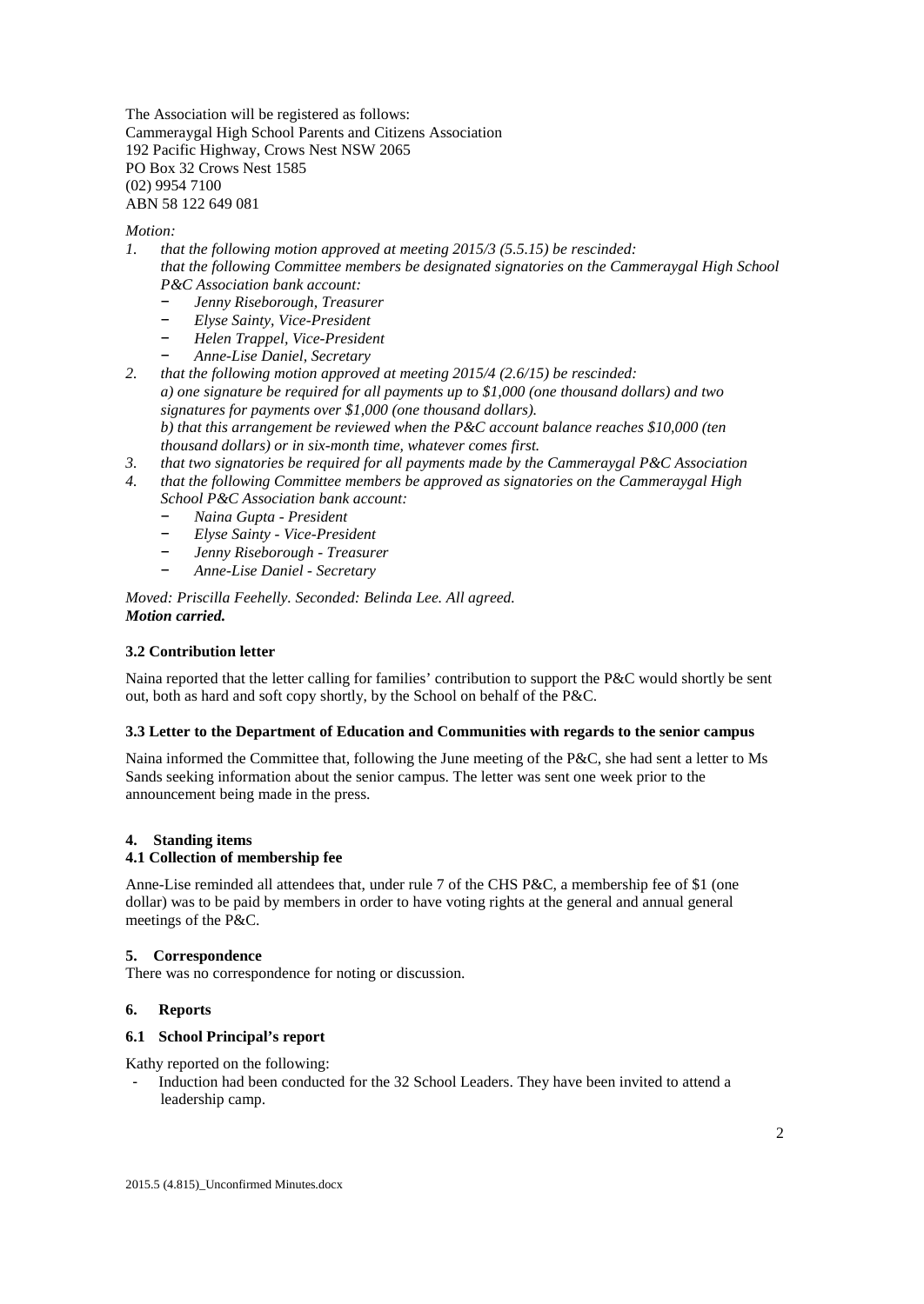The Association will be registered as follows:
Cammeraygal High School Parents and Citizens Association
192 Pacific Highway, Crows Nest NSW 2065
PO Box 32 Crows Nest 1585
(02) 9954 7100
ABN 58 122 649 081

*Motion:*

1. *that the following motion approved at meeting 2015/3 (5.5.15) be rescinded:*
   *that the following Committee members be designated signatories on the Cammeraygal High School P&C Association bank account:*
   - *Jenny Riseborough, Treasurer*
   - *Elyse Sainty, Vice-President*
   - *Helen Trappel, Vice-President*
   - *Anne-Lise Daniel, Secretary*
2. *that the following motion approved at meeting 2015/4 (2.6/15) be rescinded:*
   *a) one signature be required for all payments up to $1,000 (one thousand dollars) and two signatures for payments over $1,000 (one thousand dollars).*
   *b) that this arrangement be reviewed when the P&C account balance reaches $10,000 (ten thousand dollars) or in six-month time, whatever comes first.*
3. *that two signatories be required for all payments made by the Cammeraygal P&C Association*
4. *that the following Committee members be approved as signatories on the Cammeraygal High School P&C Association bank account:*
   - *Naina Gupta - President*
   - *Elyse Sainty - Vice-President*
   - *Jenny Riseborough - Treasurer*
   - *Anne-Lise Daniel - Secretary*

*Moved: Priscilla Feehelly. Seconded: Belinda Lee. All agreed.*
***Motion carried.***

### 3.2 Contribution letter

Naina reported that the letter calling for families' contribution to support the P&C would shortly be sent out, both as hard and soft copy shortly, by the School on behalf of the P&C.

### 3.3 Letter to the Department of Education and Communities with regards to the senior campus

Naina informed the Committee that, following the June meeting of the P&C, she had sent a letter to Ms Sands seeking information about the senior campus. The letter was sent one week prior to the announcement being made in the press.

## 4. Standing items

### 4.1 Collection of membership fee

Anne-Lise reminded all attendees that, under rule 7 of the CHS P&C, a membership fee of $1 (one dollar) was to be paid by members in order to have voting rights at the general and annual general meetings of the P&C.

## 5. Correspondence

There was no correspondence for noting or discussion.

## 6. Reports

### 6.1 School Principal's report

Kathy reported on the following:

- Induction had been conducted for the 32 School Leaders. They have been invited to attend a leadership camp.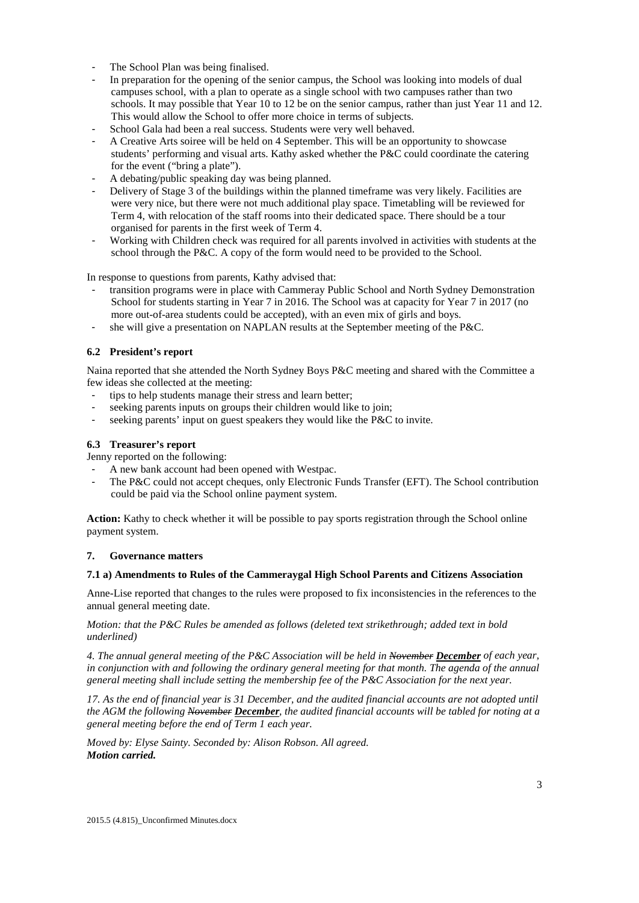- The School Plan was being finalised.
- In preparation for the opening of the senior campus, the School was looking into models of dual campuses school, with a plan to operate as a single school with two campuses rather than two schools. It may possible that Year 10 to 12 be on the senior campus, rather than just Year 11 and 12. This would allow the School to offer more choice in terms of subjects.
- School Gala had been a real success. Students were very well behaved.
- A Creative Arts soiree will be held on 4 September. This will be an opportunity to showcase students' performing and visual arts. Kathy asked whether the P&C could coordinate the catering for the event ("bring a plate").
- A debating/public speaking day was being planned.
- Delivery of Stage 3 of the buildings within the planned timeframe was very likely. Facilities are were very nice, but there were not much additional play space. Timetabling will be reviewed for Term 4, with relocation of the staff rooms into their dedicated space. There should be a tour organised for parents in the first week of Term 4.
- Working with Children check was required for all parents involved in activities with students at the school through the P&C. A copy of the form would need to be provided to the School.

In response to questions from parents, Kathy advised that:

- transition programs were in place with Cammeray Public School and North Sydney Demonstration School for students starting in Year 7 in 2016. The School was at capacity for Year 7 in 2017 (no more out-of-area students could be accepted), with an even mix of girls and boys.
- she will give a presentation on NAPLAN results at the September meeting of the P&C.

### 6.2 President's report

Naina reported that she attended the North Sydney Boys P&C meeting and shared with the Committee a few ideas she collected at the meeting:

- tips to help students manage their stress and learn better;
- seeking parents inputs on groups their children would like to join;
- seeking parents' input on guest speakers they would like the P&C to invite.

### 6.3 Treasurer's report

Jenny reported on the following:

- A new bank account had been opened with Westpac.
- The P&C could not accept cheques, only Electronic Funds Transfer (EFT). The School contribution could be paid via the School online payment system.

**Action:** Kathy to check whether it will be possible to pay sports registration through the School online payment system.

## 7. Governance matters

### 7.1 a) Amendments to Rules of the Cammeraygal High School Parents and Citizens Association

Anne-Lise reported that changes to the rules were proposed to fix inconsistencies in the references to the annual general meeting date.

*Motion: that the P&C Rules be amended as follows (deleted text strikethrough; added text in bold underlined)*

*4. The annual general meeting of the P&C Association will be held in ~~November~~ **<u>December</u>** of each year, in conjunction with and following the ordinary general meeting for that month. The agenda of the annual general meeting shall include setting the membership fee of the P&C Association for the next year.*

*17. As the end of financial year is 31 December, and the audited financial accounts are not adopted until the AGM the following ~~November~~ **<u>December</u>**, the audited financial accounts will be tabled for noting at a general meeting before the end of Term 1 each year.*

*Moved by: Elyse Sainty. Seconded by: Alison Robson. All agreed.*
***Motion carried.***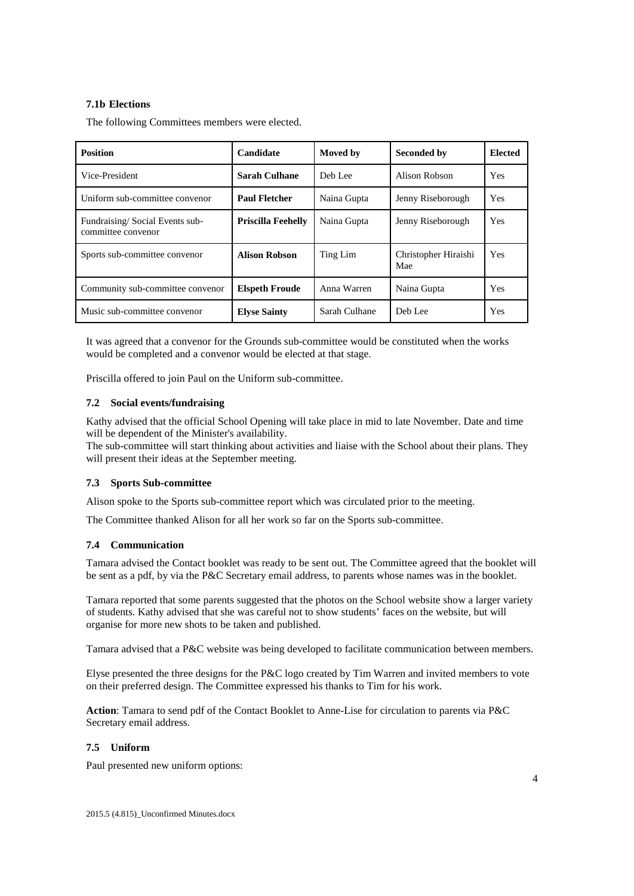### 7.1b Elections

The following Committees members were elected.

| Position | Candidate | Moved by | Seconded by | Elected |
|---|---|---|---|---|
| Vice-President | **Sarah Culhane** | Deb Lee | Alison Robson | Yes |
| Uniform sub-committee convenor | **Paul Fletcher** | Naina Gupta | Jenny Riseborough | Yes |
| Fundraising/ Social Events sub-committee convenor | **Priscilla Feehelly** | Naina Gupta | Jenny Riseborough | Yes |
| Sports sub-committee convenor | **Alison Robson** | Ting Lim | Christopher Hiraishi Mae | Yes |
| Community sub-committee convenor | **Elspeth Froude** | Anna Warren | Naina Gupta | Yes |
| Music sub-committee convenor | **Elyse Sainty** | Sarah Culhane | Deb Lee | Yes |

It was agreed that a convenor for the Grounds sub-committee would be constituted when the works would be completed and a convenor would be elected at that stage.

Priscilla offered to join Paul on the Uniform sub-committee.

### 7.2 Social events/fundraising

Kathy advised that the official School Opening will take place in mid to late November. Date and time will be dependent of the Minister's availability.
The sub-committee will start thinking about activities and liaise with the School about their plans. They will present their ideas at the September meeting.

### 7.3 Sports Sub-committee

Alison spoke to the Sports sub-committee report which was circulated prior to the meeting.

The Committee thanked Alison for all her work so far on the Sports sub-committee.

### 7.4 Communication

Tamara advised the Contact booklet was ready to be sent out. The Committee agreed that the booklet will be sent as a pdf, by via the P&C Secretary email address, to parents whose names was in the booklet.

Tamara reported that some parents suggested that the photos on the School website show a larger variety of students. Kathy advised that she was careful not to show students' faces on the website, but will organise for more new shots to be taken and published.

Tamara advised that a P&C website was being developed to facilitate communication between members.

Elyse presented the three designs for the P&C logo created by Tim Warren and invited members to vote on their preferred design. The Committee expressed his thanks to Tim for his work.

**Action**: Tamara to send pdf of the Contact Booklet to Anne-Lise for circulation to parents via P&C Secretary email address.

### 7.5 Uniform

Paul presented new uniform options: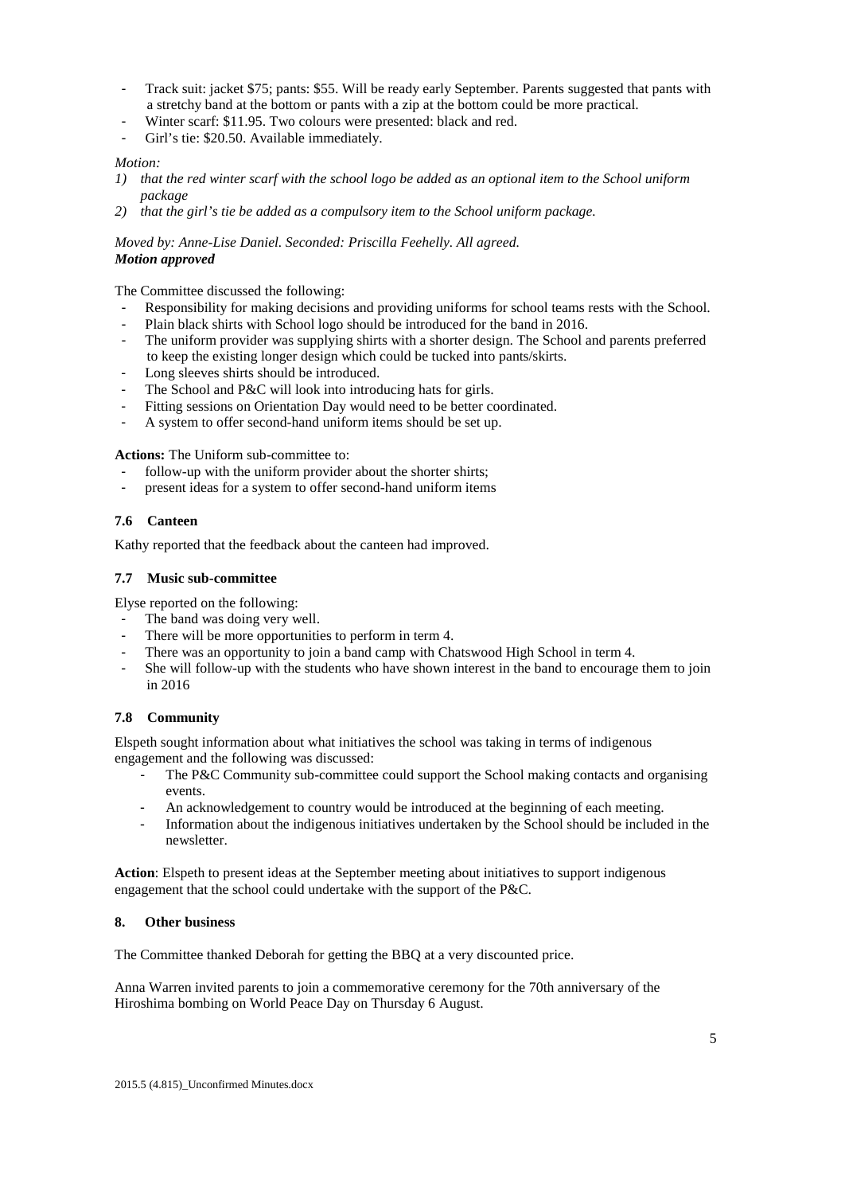- Track suit: jacket $75; pants: $55. Will be ready early September. Parents suggested that pants with a stretchy band at the bottom or pants with a zip at the bottom could be more practical.
- Winter scarf: $11.95. Two colours were presented: black and red.
- Girl's tie: $20.50. Available immediately.

*Motion:*

1) *that the red winter scarf with the school logo be added as an optional item to the School uniform package*
2) *that the girl's tie be added as a compulsory item to the School uniform package.*

*Moved by: Anne-Lise Daniel. Seconded: Priscilla Feehelly. All agreed.*
***Motion approved***

The Committee discussed the following:

- Responsibility for making decisions and providing uniforms for school teams rests with the School.
- Plain black shirts with School logo should be introduced for the band in 2016.
- The uniform provider was supplying shirts with a shorter design. The School and parents preferred to keep the existing longer design which could be tucked into pants/skirts.
- Long sleeves shirts should be introduced.
- The School and P&C will look into introducing hats for girls.
- Fitting sessions on Orientation Day would need to be better coordinated.
- A system to offer second-hand uniform items should be set up.

**Actions:** The Uniform sub-committee to:

- follow-up with the uniform provider about the shorter shirts;
- present ideas for a system to offer second-hand uniform items

### 7.6 Canteen

Kathy reported that the feedback about the canteen had improved.

### 7.7 Music sub-committee

Elyse reported on the following:

- The band was doing very well.
- There will be more opportunities to perform in term 4.
- There was an opportunity to join a band camp with Chatswood High School in term 4.
- She will follow-up with the students who have shown interest in the band to encourage them to join in 2016

### 7.8 Community

Elspeth sought information about what initiatives the school was taking in terms of indigenous engagement and the following was discussed:

- The P&C Community sub-committee could support the School making contacts and organising events.
- An acknowledgement to country would be introduced at the beginning of each meeting.
- Information about the indigenous initiatives undertaken by the School should be included in the newsletter.

**Action**: Elspeth to present ideas at the September meeting about initiatives to support indigenous engagement that the school could undertake with the support of the P&C.

## 8. Other business

The Committee thanked Deborah for getting the BBQ at a very discounted price.

Anna Warren invited parents to join a commemorative ceremony for the 70th anniversary of the Hiroshima bombing on World Peace Day on Thursday 6 August.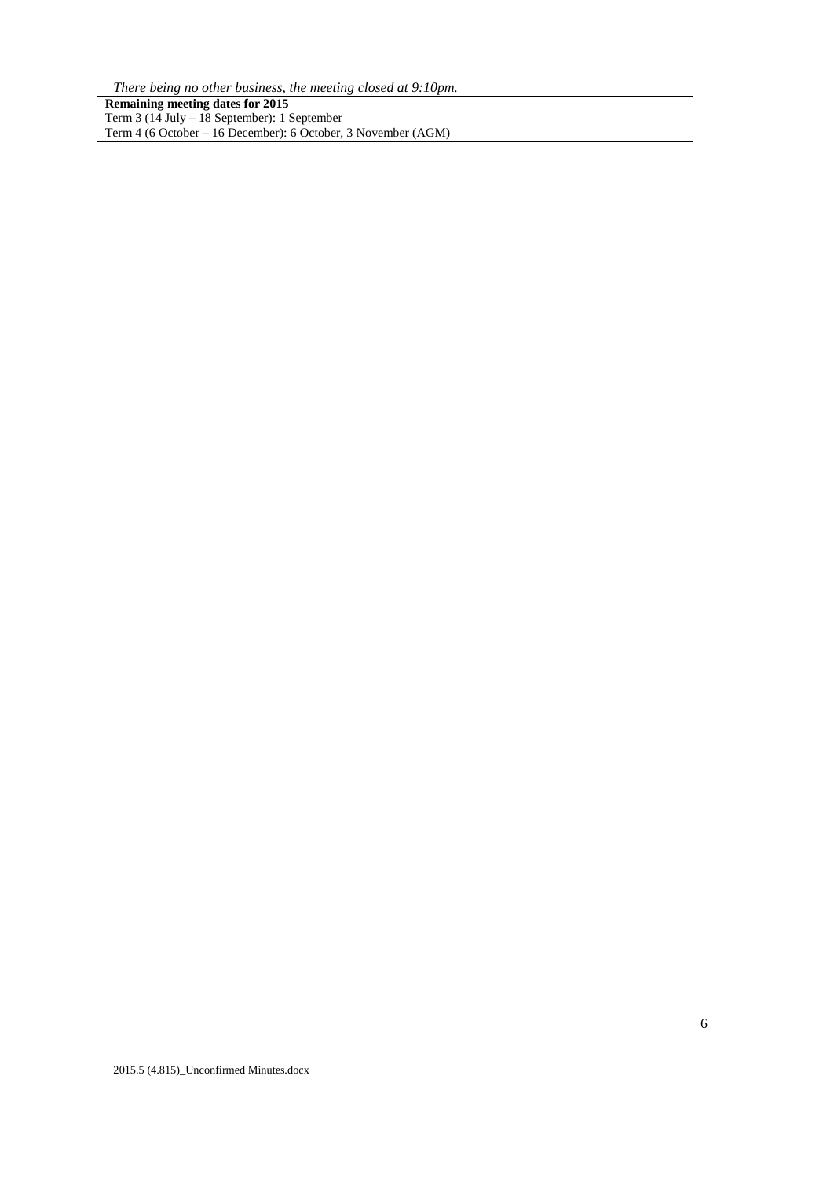*There being no other business, the meeting closed at 9:10pm.*

| |
|---|
| **Remaining meeting dates for 2015**<br>Term 3 (14 July – 18 September): 1 September<br>Term 4 (6 October – 16 December): 6 October, 3 November (AGM) |